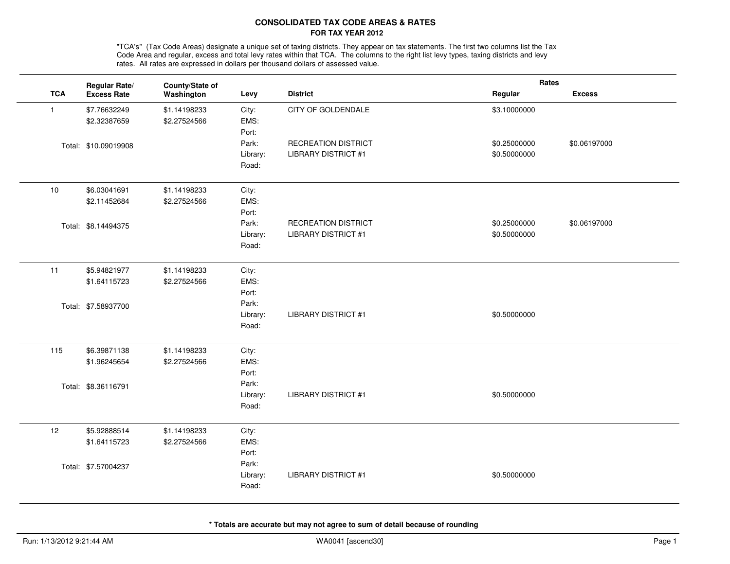# CONSOLIDATED TAX CODE AREAS & RATES

## FOR TAX YEAR 2012

"TCA's" (Tax Code Areas) designate a unique set of taxing districts. They appear on tax statements. The first two columns list the Tax Code Area and regular, excess and total levy rates within that TCA. The columns to the right list levy types, taxing districts and levy rates. All rates are expressed in dollars per thousand dollars of assessed value.

| TCA | Regular Rate/ Excess Rate | County/State of Washington | Levy | District | Rates Regular | Rates Excess |
|---|---|---|---|---|---|---|
| 1 | $7.76632249 | $1.14198233 | City: | CITY OF GOLDENDALE | $3.10000000 | |
| | $2.32387659 | $2.27524566 | EMS: | | | |
| | | | Port: | | | |
| | Total: $10.09019908 | | Park: | RECREATION DISTRICT | $0.25000000 | $0.06197000 |
| | | | Library: | LIBRARY DISTRICT #1 | $0.50000000 | |
| | | | Road: | | | |
| 10 | $6.03041691 | $1.14198233 | City: | | | |
| | $2.11452684 | $2.27524566 | EMS: | | | |
| | | | Port: | | | |
| | Total: $8.14494375 | | Park: | RECREATION DISTRICT | $0.25000000 | $0.06197000 |
| | | | Library: | LIBRARY DISTRICT #1 | $0.50000000 | |
| | | | Road: | | | |
| 11 | $5.94821977 | $1.14198233 | City: | | | |
| | $1.64115723 | $2.27524566 | EMS: | | | |
| | | | Port: | | | |
| | Total: $7.58937700 | | Park: | | | |
| | | | Library: | LIBRARY DISTRICT #1 | $0.50000000 | |
| | | | Road: | | | |
| 115 | $6.39871138 | $1.14198233 | City: | | | |
| | $1.96245654 | $2.27524566 | EMS: | | | |
| | | | Port: | | | |
| | Total: $8.36116791 | | Park: | | | |
| | | | Library: | LIBRARY DISTRICT #1 | $0.50000000 | |
| | | | Road: | | | |
| 12 | $5.92888514 | $1.14198233 | City: | | | |
| | $1.64115723 | $2.27524566 | EMS: | | | |
| | | | Port: | | | |
| | Total: $7.57004237 | | Park: | | | |
| | | | Library: | LIBRARY DISTRICT #1 | $0.50000000 | |
| | | | Road: | | | |

**\* Totals are accurate but may not agree to sum of detail because of rounding**

Run: 1/13/2012 9:21:44 AM WA0041 [ascend30]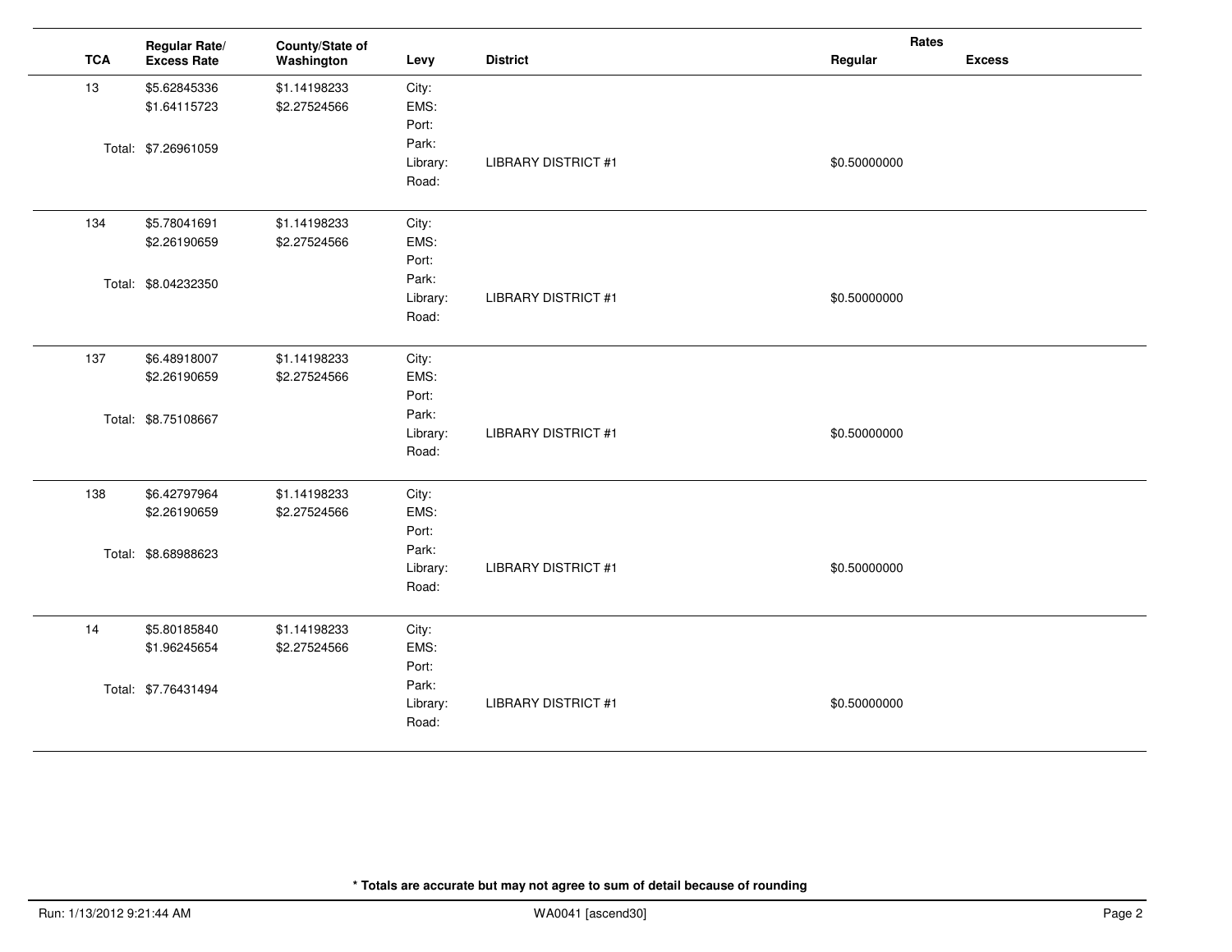| TCA | Regular Rate/ Excess Rate | County/State of Washington | Levy | District | Rates Regular | Rates Excess |
|---|---|---|---|---|---|---|
| 13 | $5.62845336 | $1.14198233 | City: | | | |
| | $1.64115723 | $2.27524566 | EMS: | | | |
| | | | Port: | | | |
| | Total: $7.26961059 | | Park: | | | |
| | | | Library: | LIBRARY DISTRICT #1 | $0.50000000 | |
| | | | Road: | | | |
| 134 | $5.78041691 | $1.14198233 | City: | | | |
| | $2.26190659 | $2.27524566 | EMS: | | | |
| | | | Port: | | | |
| | Total: $8.04232350 | | Park: | | | |
| | | | Library: | LIBRARY DISTRICT #1 | $0.50000000 | |
| | | | Road: | | | |
| 137 | $6.48918007 | $1.14198233 | City: | | | |
| | $2.26190659 | $2.27524566 | EMS: | | | |
| | | | Port: | | | |
| | Total: $8.75108667 | | Park: | | | |
| | | | Library: | LIBRARY DISTRICT #1 | $0.50000000 | |
| | | | Road: | | | |
| 138 | $6.42797964 | $1.14198233 | City: | | | |
| | $2.26190659 | $2.27524566 | EMS: | | | |
| | | | Port: | | | |
| | Total: $8.68988623 | | Park: | | | |
| | | | Library: | LIBRARY DISTRICT #1 | $0.50000000 | |
| | | | Road: | | | |
| 14 | $5.80185840 | $1.14198233 | City: | | | |
| | $1.96245654 | $2.27524566 | EMS: | | | |
| | | | Port: | | | |
| | Total: $7.76431494 | | Park: | | | |
| | | | Library: | LIBRARY DISTRICT #1 | $0.50000000 | |
| | | | Road: | | | |

**\* Totals are accurate but may not agree to sum of detail because of rounding**

Run: 1/13/2012 9:21:44 AM WA0041 [ascend30]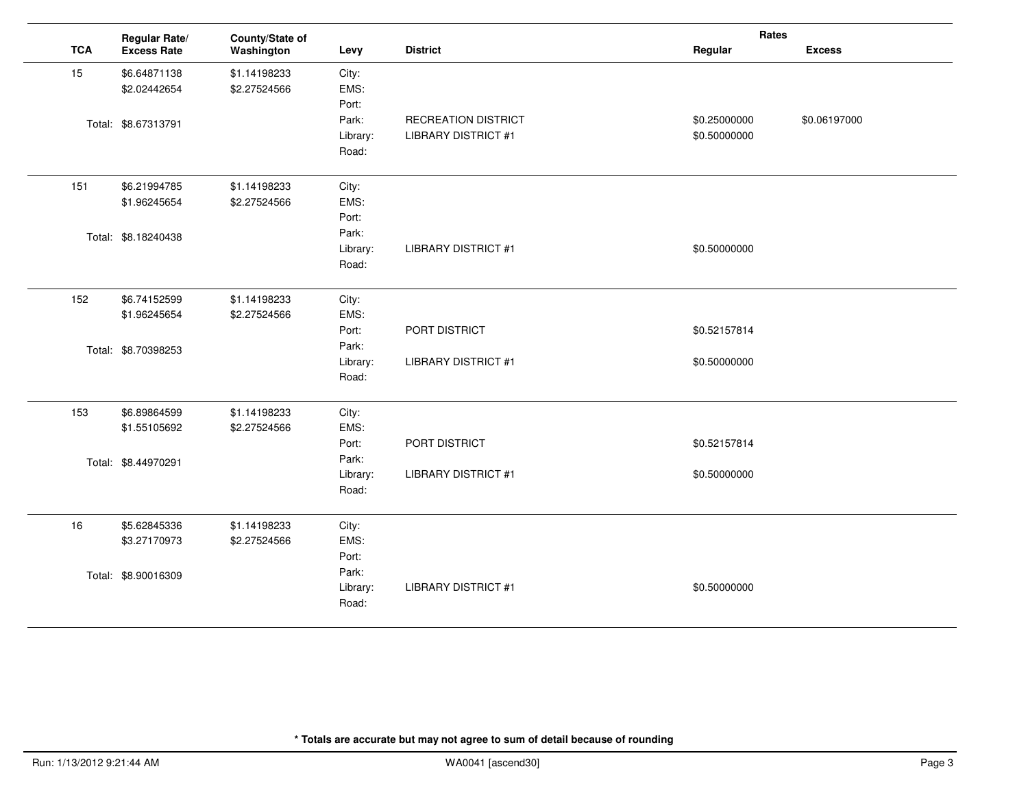| TCA | Regular Rate/ Excess Rate | County/State of Washington | Levy | District | Rates Regular | Rates Excess |
|---|---|---|---|---|---|---|
| 15 | $6.64871138 | $1.14198233 | City: | | | |
| | $2.02442654 | $2.27524566 | EMS: | | | |
| | | | Port: | | | |
| | Total: $8.67313791 | | Park: | RECREATION DISTRICT | $0.25000000 | $0.06197000 |
| | | | Library: | LIBRARY DISTRICT #1 | $0.50000000 | |
| | | | Road: | | | |
| 151 | $6.21994785 | $1.14198233 | City: | | | |
| | $1.96245654 | $2.27524566 | EMS: | | | |
| | | | Port: | | | |
| | Total: $8.18240438 | | Park: | | | |
| | | | Library: | LIBRARY DISTRICT #1 | $0.50000000 | |
| | | | Road: | | | |
| 152 | $6.74152599 | $1.14198233 | City: | | | |
| | $1.96245654 | $2.27524566 | EMS: | | | |
| | | | Port: | PORT DISTRICT | $0.52157814 | |
| | Total: $8.70398253 | | Park: | | | |
| | | | Library: | LIBRARY DISTRICT #1 | $0.50000000 | |
| | | | Road: | | | |
| 153 | $6.89864599 | $1.14198233 | City: | | | |
| | $1.55105692 | $2.27524566 | EMS: | | | |
| | | | Port: | PORT DISTRICT | $0.52157814 | |
| | Total: $8.44970291 | | Park: | | | |
| | | | Library: | LIBRARY DISTRICT #1 | $0.50000000 | |
| | | | Road: | | | |
| 16 | $5.62845336 | $1.14198233 | City: | | | |
| | $3.27170973 | $2.27524566 | EMS: | | | |
| | | | Port: | | | |
| | Total: $8.90016309 | | Park: | | | |
| | | | Library: | LIBRARY DISTRICT #1 | $0.50000000 | |
| | | | Road: | | | |

**\* Totals are accurate but may not agree to sum of detail because of rounding**

Run: 1/13/2012 9:21:44 AM WA0041 [ascend30]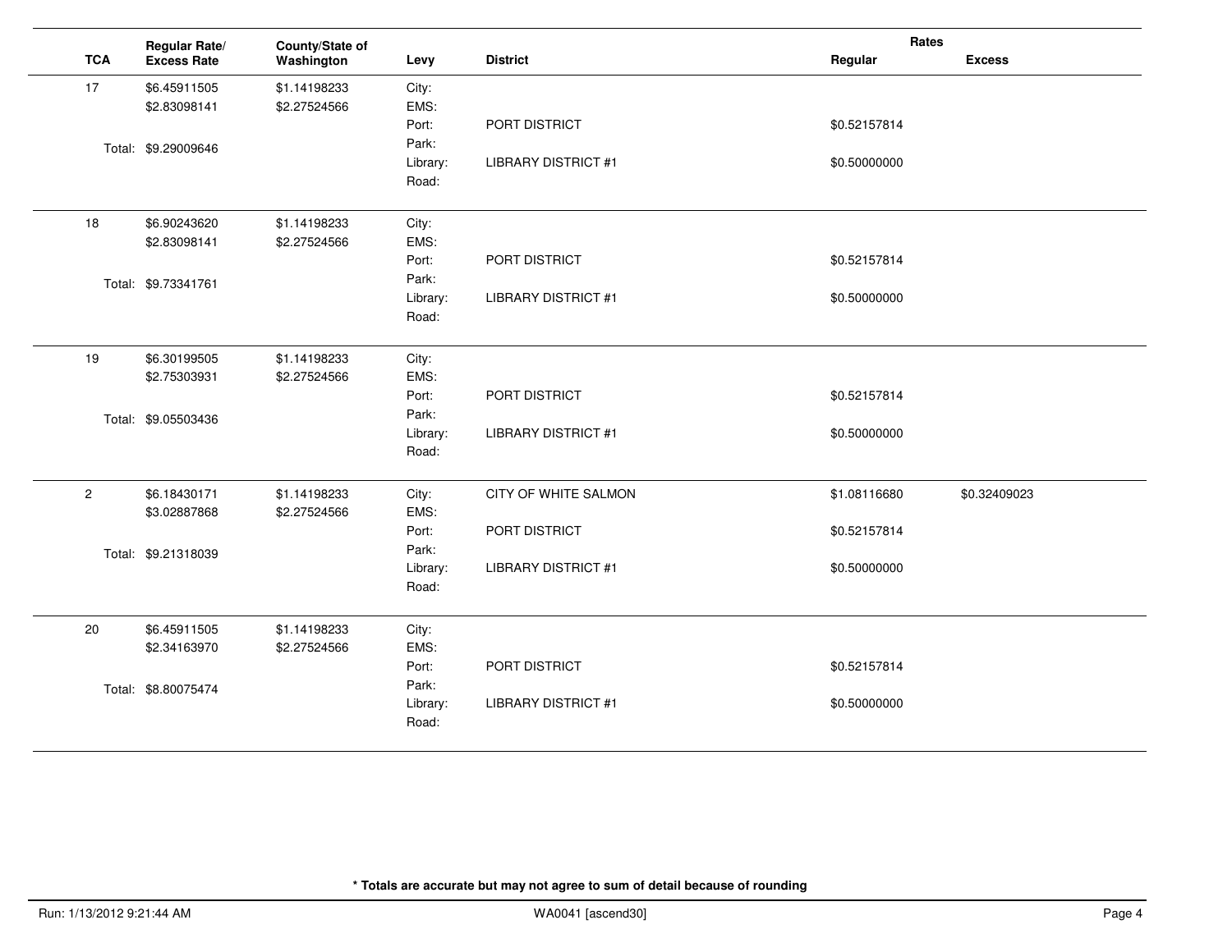| TCA | Regular Rate/ Excess Rate | County/State of Washington | Levy | District | Rates Regular | Rates Excess |
|---|---|---|---|---|---|---|
| 17 | $6.45911505 | $1.14198233 | City: | | | |
| | $2.83098141 | $2.27524566 | EMS: | | | |
| | | | Port: | PORT DISTRICT | $0.52157814 | |
| | Total: $9.29009646 | | Park: | | | |
| | | | Library: | LIBRARY DISTRICT #1 | $0.50000000 | |
| | | | Road: | | | |
| 18 | $6.90243620 | $1.14198233 | City: | | | |
| | $2.83098141 | $2.27524566 | EMS: | | | |
| | | | Port: | PORT DISTRICT | $0.52157814 | |
| | Total: $9.73341761 | | Park: | | | |
| | | | Library: | LIBRARY DISTRICT #1 | $0.50000000 | |
| | | | Road: | | | |
| 19 | $6.30199505 | $1.14198233 | City: | | | |
| | $2.75303931 | $2.27524566 | EMS: | | | |
| | | | Port: | PORT DISTRICT | $0.52157814 | |
| | Total: $9.05503436 | | Park: | | | |
| | | | Library: | LIBRARY DISTRICT #1 | $0.50000000 | |
| | | | Road: | | | |
| 2 | $6.18430171 | $1.14198233 | City: | CITY OF WHITE SALMON | $1.08116680 | $0.32409023 |
| | $3.02887868 | $2.27524566 | EMS: | | | |
| | | | Port: | PORT DISTRICT | $0.52157814 | |
| | Total: $9.21318039 | | Park: | | | |
| | | | Library: | LIBRARY DISTRICT #1 | $0.50000000 | |
| | | | Road: | | | |
| 20 | $6.45911505 | $1.14198233 | City: | | | |
| | $2.34163970 | $2.27524566 | EMS: | | | |
| | | | Port: | PORT DISTRICT | $0.52157814 | |
| | Total: $8.80075474 | | Park: | | | |
| | | | Library: | LIBRARY DISTRICT #1 | $0.50000000 | |
| | | | Road: | | | |

**\* Totals are accurate but may not agree to sum of detail because of rounding**

Run: 1/13/2012 9:21:44 AM WA0041 [ascend30]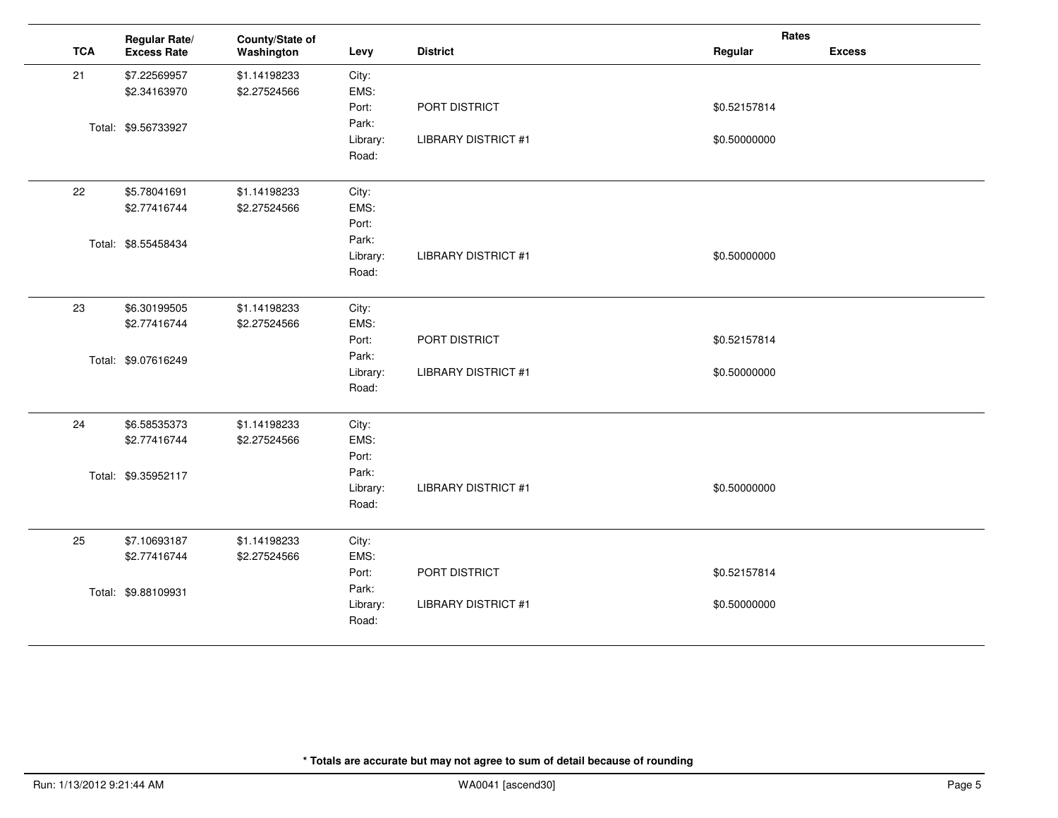| TCA | Regular Rate/ Excess Rate | County/State of Washington | Levy | District | Rates Regular | Rates Excess |
|---|---|---|---|---|---|---|
| 21 | $7.22569957 | $1.14198233 | City: | | | |
| | $2.34163970 | $2.27524566 | EMS: | | | |
| | | | Port: | PORT DISTRICT | $0.52157814 | |
| | Total: $9.56733927 | | Park: | | | |
| | | | Library: | LIBRARY DISTRICT #1 | $0.50000000 | |
| | | | Road: | | | |
| 22 | $5.78041691 | $1.14198233 | City: | | | |
| | $2.77416744 | $2.27524566 | EMS: | | | |
| | | | Port: | | | |
| | Total: $8.55458434 | | Park: | | | |
| | | | Library: | LIBRARY DISTRICT #1 | $0.50000000 | |
| | | | Road: | | | |
| 23 | $6.30199505 | $1.14198233 | City: | | | |
| | $2.77416744 | $2.27524566 | EMS: | | | |
| | | | Port: | PORT DISTRICT | $0.52157814 | |
| | Total: $9.07616249 | | Park: | | | |
| | | | Library: | LIBRARY DISTRICT #1 | $0.50000000 | |
| | | | Road: | | | |
| 24 | $6.58535373 | $1.14198233 | City: | | | |
| | $2.77416744 | $2.27524566 | EMS: | | | |
| | | | Port: | | | |
| | Total: $9.35952117 | | Park: | | | |
| | | | Library: | LIBRARY DISTRICT #1 | $0.50000000 | |
| | | | Road: | | | |
| 25 | $7.10693187 | $1.14198233 | City: | | | |
| | $2.77416744 | $2.27524566 | EMS: | | | |
| | | | Port: | PORT DISTRICT | $0.52157814 | |
| | Total: $9.88109931 | | Park: | | | |
| | | | Library: | LIBRARY DISTRICT #1 | $0.50000000 | |
| | | | Road: | | | |

**\* Totals are accurate but may not agree to sum of detail because of rounding**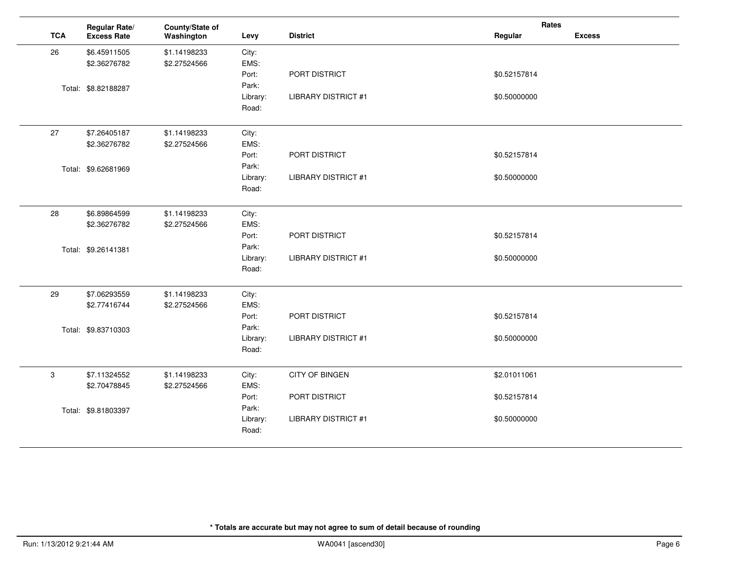| TCA | Regular Rate/ Excess Rate | County/State of Washington | Levy | District | Rates Regular | Excess |
|---|---|---|---|---|---|---|
| 26 | $6.45911505 | $1.14198233 | City: | | | |
| | $2.36276782 | $2.27524566 | EMS: | | | |
| | | | Port: | PORT DISTRICT | $0.52157814 | |
| | Total: $8.82188287 | | Park: | | | |
| | | | Library: | LIBRARY DISTRICT #1 | $0.50000000 | |
| | | | Road: | | | |
| 27 | $7.26405187 | $1.14198233 | City: | | | |
| | $2.36276782 | $2.27524566 | EMS: | | | |
| | | | Port: | PORT DISTRICT | $0.52157814 | |
| | Total: $9.62681969 | | Park: | | | |
| | | | Library: | LIBRARY DISTRICT #1 | $0.50000000 | |
| | | | Road: | | | |
| 28 | $6.89864599 | $1.14198233 | City: | | | |
| | $2.36276782 | $2.27524566 | EMS: | | | |
| | | | Port: | PORT DISTRICT | $0.52157814 | |
| | Total: $9.26141381 | | Park: | | | |
| | | | Library: | LIBRARY DISTRICT #1 | $0.50000000 | |
| | | | Road: | | | |
| 29 | $7.06293559 | $1.14198233 | City: | | | |
| | $2.77416744 | $2.27524566 | EMS: | | | |
| | | | Port: | PORT DISTRICT | $0.52157814 | |
| | Total: $9.83710303 | | Park: | | | |
| | | | Library: | LIBRARY DISTRICT #1 | $0.50000000 | |
| | | | Road: | | | |
| 3 | $7.11324552 | $1.14198233 | City: | CITY OF BINGEN | $2.01011061 | |
| | $2.70478845 | $2.27524566 | EMS: | | | |
| | | | Port: | PORT DISTRICT | $0.52157814 | |
| | Total: $9.81803397 | | Park: | | | |
| | | | Library: | LIBRARY DISTRICT #1 | $0.50000000 | |
| | | | Road: | | | |

**\* Totals are accurate but may not agree to sum of detail because of rounding**

Run: 1/13/2012 9:21:44 AM WA0041 [ascend30]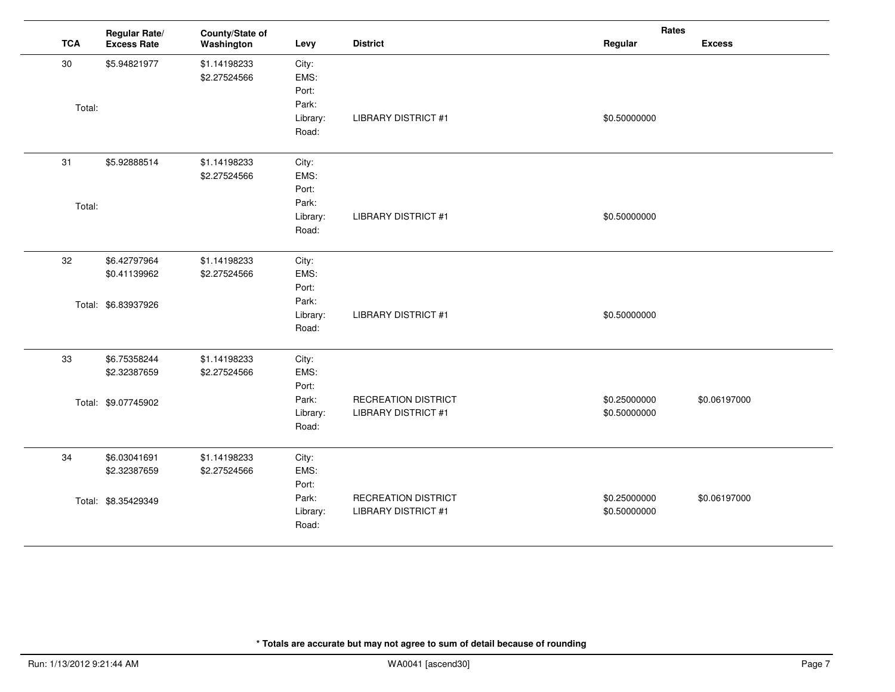| TCA | Regular Rate/ Excess Rate | County/State of Washington | Levy | District | Rates Regular | Rates Excess |
|---|---|---|---|---|---|---|
| 30 | $5.94821977 | $1.14198233 | City: | | | |
| | | $2.27524566 | EMS: | | | |
| | | | Port: | | | |
| Total: | | | Park: | | | |
| | | | Library: | LIBRARY DISTRICT #1 | $0.50000000 | |
| | | | Road: | | | |
| 31 | $5.92888514 | $1.14198233 | City: | | | |
| | | $2.27524566 | EMS: | | | |
| | | | Port: | | | |
| Total: | | | Park: | | | |
| | | | Library: | LIBRARY DISTRICT #1 | $0.50000000 | |
| | | | Road: | | | |
| 32 | $6.42797964 | $1.14198233 | City: | | | |
| | $0.41139962 | $2.27524566 | EMS: | | | |
| | | | Port: | | | |
| Total: | $6.83937926 | | Park: | | | |
| | | | Library: | LIBRARY DISTRICT #1 | $0.50000000 | |
| | | | Road: | | | |
| 33 | $6.75358244 | $1.14198233 | City: | | | |
| | $2.32387659 | $2.27524566 | EMS: | | | |
| | | | Port: | | | |
| Total: | $9.07745902 | | Park: | RECREATION DISTRICT | $0.25000000 | $0.06197000 |
| | | | Library: | LIBRARY DISTRICT #1 | $0.50000000 | |
| | | | Road: | | | |
| 34 | $6.03041691 | $1.14198233 | City: | | | |
| | $2.32387659 | $2.27524566 | EMS: | | | |
| | | | Port: | | | |
| Total: | $8.35429349 | | Park: | RECREATION DISTRICT | $0.25000000 | $0.06197000 |
| | | | Library: | LIBRARY DISTRICT #1 | $0.50000000 | |
| | | | Road: | | | |

**\* Totals are accurate but may not agree to sum of detail because of rounding**

Run: 1/13/2012 9:21:44 AM WA0041 [ascend30]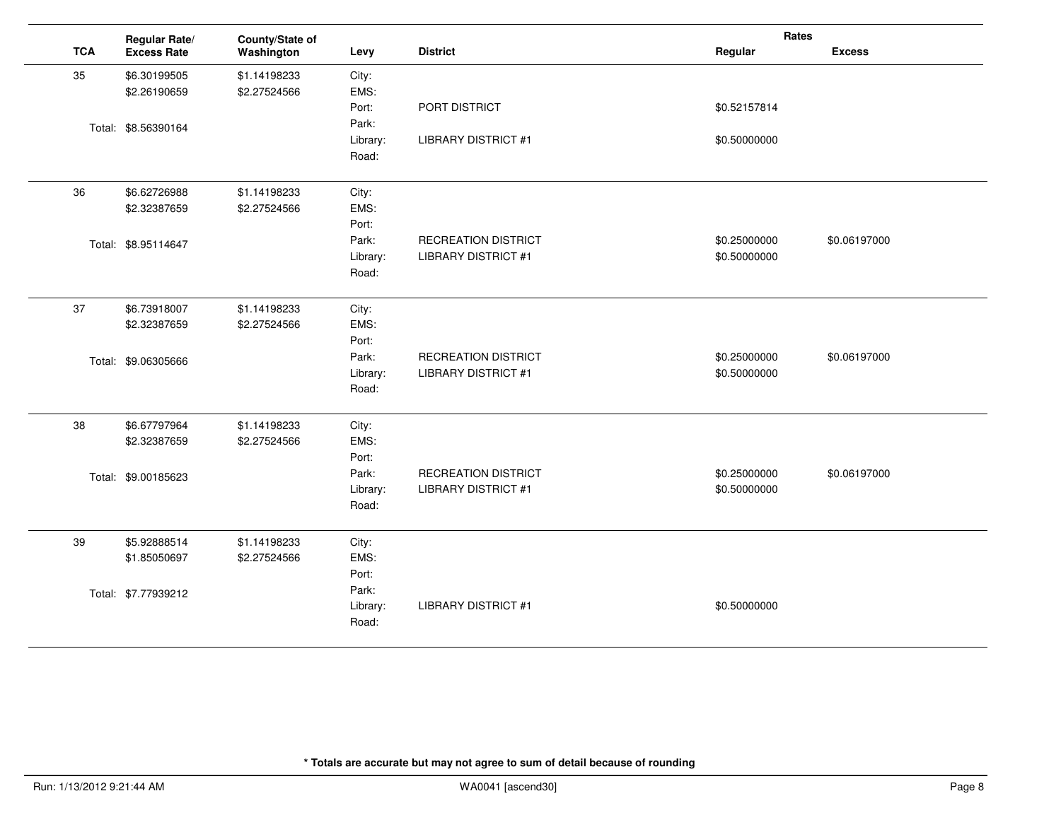| TCA | Regular Rate/ Excess Rate | County/State of Washington | Levy | District | Rates | |
|---|---|---|---|---|---|---|
| | | | | | Regular | Excess |
| 35 | $6.30199505 | $1.14198233 | City: | | | |
| | $2.26190659 | $2.27524566 | EMS: | | | |
| | | | Port: | PORT DISTRICT | $0.52157814 | |
| | Total: $8.56390164 | | Park: | | | |
| | | | Library: | LIBRARY DISTRICT #1 | $0.50000000 | |
| | | | Road: | | | |
| 36 | $6.62726988 | $1.14198233 | City: | | | |
| | $2.32387659 | $2.27524566 | EMS: | | | |
| | | | Port: | | | |
| | Total: $8.95114647 | | Park: | RECREATION DISTRICT | $0.25000000 | $0.06197000 |
| | | | Library: | LIBRARY DISTRICT #1 | $0.50000000 | |
| | | | Road: | | | |
| 37 | $6.73918007 | $1.14198233 | City: | | | |
| | $2.32387659 | $2.27524566 | EMS: | | | |
| | | | Port: | | | |
| | Total: $9.06305666 | | Park: | RECREATION DISTRICT | $0.25000000 | $0.06197000 |
| | | | Library: | LIBRARY DISTRICT #1 | $0.50000000 | |
| | | | Road: | | | |
| 38 | $6.67797964 | $1.14198233 | City: | | | |
| | $2.32387659 | $2.27524566 | EMS: | | | |
| | | | Port: | | | |
| | Total: $9.00185623 | | Park: | RECREATION DISTRICT | $0.25000000 | $0.06197000 |
| | | | Library: | LIBRARY DISTRICT #1 | $0.50000000 | |
| | | | Road: | | | |
| 39 | $5.92888514 | $1.14198233 | City: | | | |
| | $1.85050697 | $2.27524566 | EMS: | | | |
| | | | Port: | | | |
| | Total: $7.77939212 | | Park: | | | |
| | | | Library: | LIBRARY DISTRICT #1 | $0.50000000 | |
| | | | Road: | | | |

**\* Totals are accurate but may not agree to sum of detail because of rounding**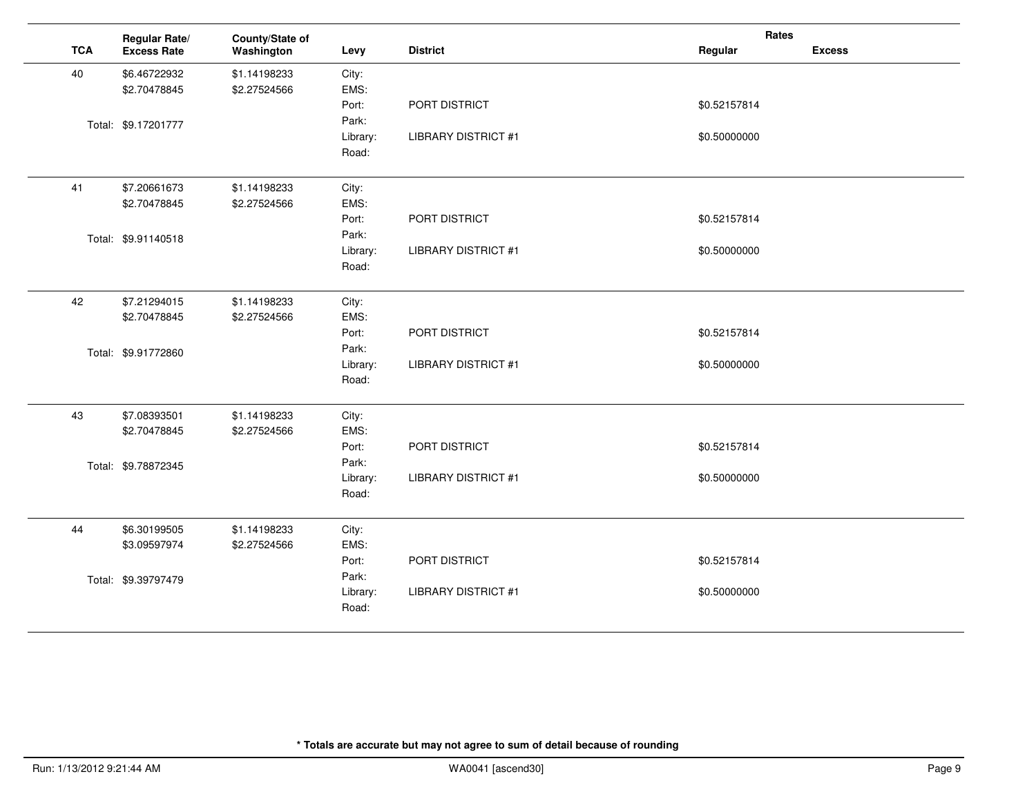| TCA | Regular Rate/ Excess Rate | County/State of Washington | Levy | District | Rates Regular | Rates Excess |
|---|---|---|---|---|---|---|
| 40 | $6.46722932 | $1.14198233 | City: | | | |
| | $2.70478845 | $2.27524566 | EMS: | | | |
| | | | Port: | PORT DISTRICT | $0.52157814 | |
| | Total: $9.17201777 | | Park: | | | |
| | | | Library: | LIBRARY DISTRICT #1 | $0.50000000 | |
| | | | Road: | | | |
| 41 | $7.20661673 | $1.14198233 | City: | | | |
| | $2.70478845 | $2.27524566 | EMS: | | | |
| | | | Port: | PORT DISTRICT | $0.52157814 | |
| | Total: $9.91140518 | | Park: | | | |
| | | | Library: | LIBRARY DISTRICT #1 | $0.50000000 | |
| | | | Road: | | | |
| 42 | $7.21294015 | $1.14198233 | City: | | | |
| | $2.70478845 | $2.27524566 | EMS: | | | |
| | | | Port: | PORT DISTRICT | $0.52157814 | |
| | Total: $9.91772860 | | Park: | | | |
| | | | Library: | LIBRARY DISTRICT #1 | $0.50000000 | |
| | | | Road: | | | |
| 43 | $7.08393501 | $1.14198233 | City: | | | |
| | $2.70478845 | $2.27524566 | EMS: | | | |
| | | | Port: | PORT DISTRICT | $0.52157814 | |
| | Total: $9.78872345 | | Park: | | | |
| | | | Library: | LIBRARY DISTRICT #1 | $0.50000000 | |
| | | | Road: | | | |
| 44 | $6.30199505 | $1.14198233 | City: | | | |
| | $3.09597974 | $2.27524566 | EMS: | | | |
| | | | Port: | PORT DISTRICT | $0.52157814 | |
| | Total: $9.39797479 | | Park: | | | |
| | | | Library: | LIBRARY DISTRICT #1 | $0.50000000 | |
| | | | Road: | | | |

**\* Totals are accurate but may not agree to sum of detail because of rounding**

Run: 1/13/2012 9:21:44 AM WA0041 [ascend30]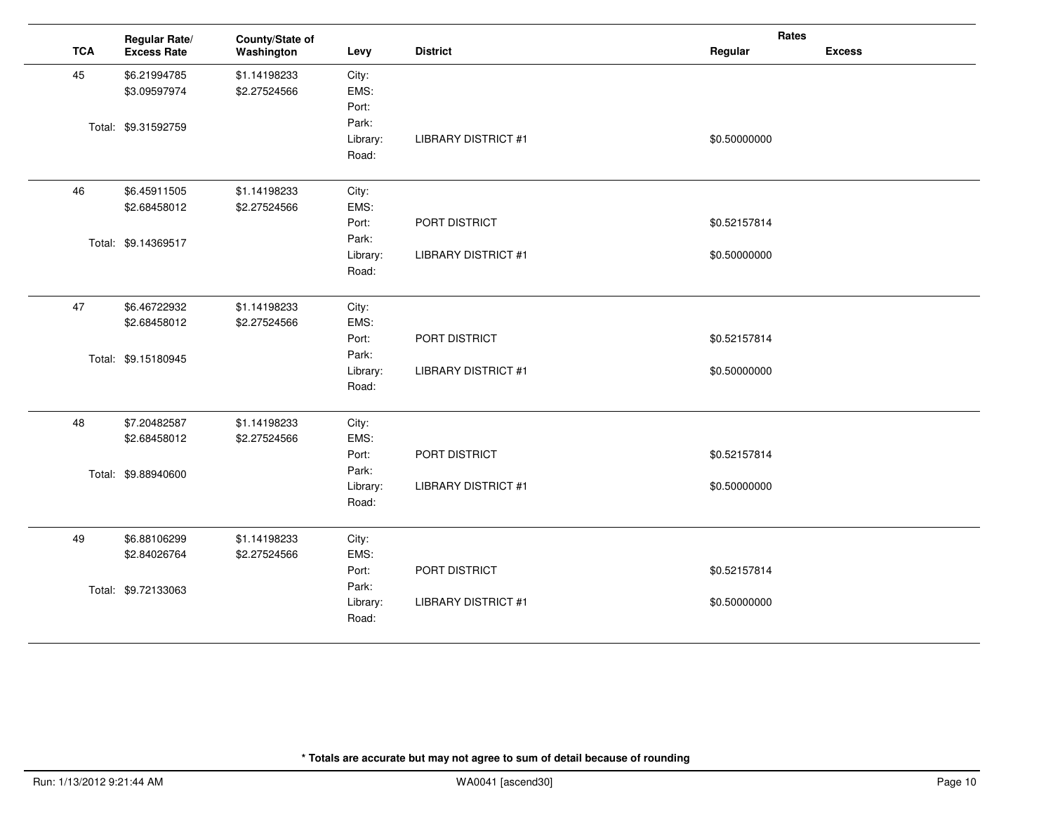| TCA | Regular Rate/ Excess Rate | County/State of Washington | Levy | District | Rates Regular | Excess |
|---|---|---|---|---|---|---|
| 45 | $6.21994785 | $1.14198233 | City: | | | |
| | $3.09597974 | $2.27524566 | EMS: | | | |
| | | | Port: | | | |
| | Total: $9.31592759 | | Park: | | | |
| | | | Library: | LIBRARY DISTRICT #1 | $0.50000000 | |
| | | | Road: | | | |
| 46 | $6.45911505 | $1.14198233 | City: | | | |
| | $2.68458012 | $2.27524566 | EMS: | | | |
| | | | Port: | PORT DISTRICT | $0.52157814 | |
| | Total: $9.14369517 | | Park: | | | |
| | | | Library: | LIBRARY DISTRICT #1 | $0.50000000 | |
| | | | Road: | | | |
| 47 | $6.46722932 | $1.14198233 | City: | | | |
| | $2.68458012 | $2.27524566 | EMS: | | | |
| | | | Port: | PORT DISTRICT | $0.52157814 | |
| | Total: $9.15180945 | | Park: | | | |
| | | | Library: | LIBRARY DISTRICT #1 | $0.50000000 | |
| | | | Road: | | | |
| 48 | $7.20482587 | $1.14198233 | City: | | | |
| | $2.68458012 | $2.27524566 | EMS: | | | |
| | | | Port: | PORT DISTRICT | $0.52157814 | |
| | Total: $9.88940600 | | Park: | | | |
| | | | Library: | LIBRARY DISTRICT #1 | $0.50000000 | |
| | | | Road: | | | |
| 49 | $6.88106299 | $1.14198233 | City: | | | |
| | $2.84026764 | $2.27524566 | EMS: | | | |
| | | | Port: | PORT DISTRICT | $0.52157814 | |
| | Total: $9.72133063 | | Park: | | | |
| | | | Library: | LIBRARY DISTRICT #1 | $0.50000000 | |
| | | | Road: | | | |

**\* Totals are accurate but may not agree to sum of detail because of rounding**

Run: 1/13/2012 9:21:44 AM WA0041 [ascend30]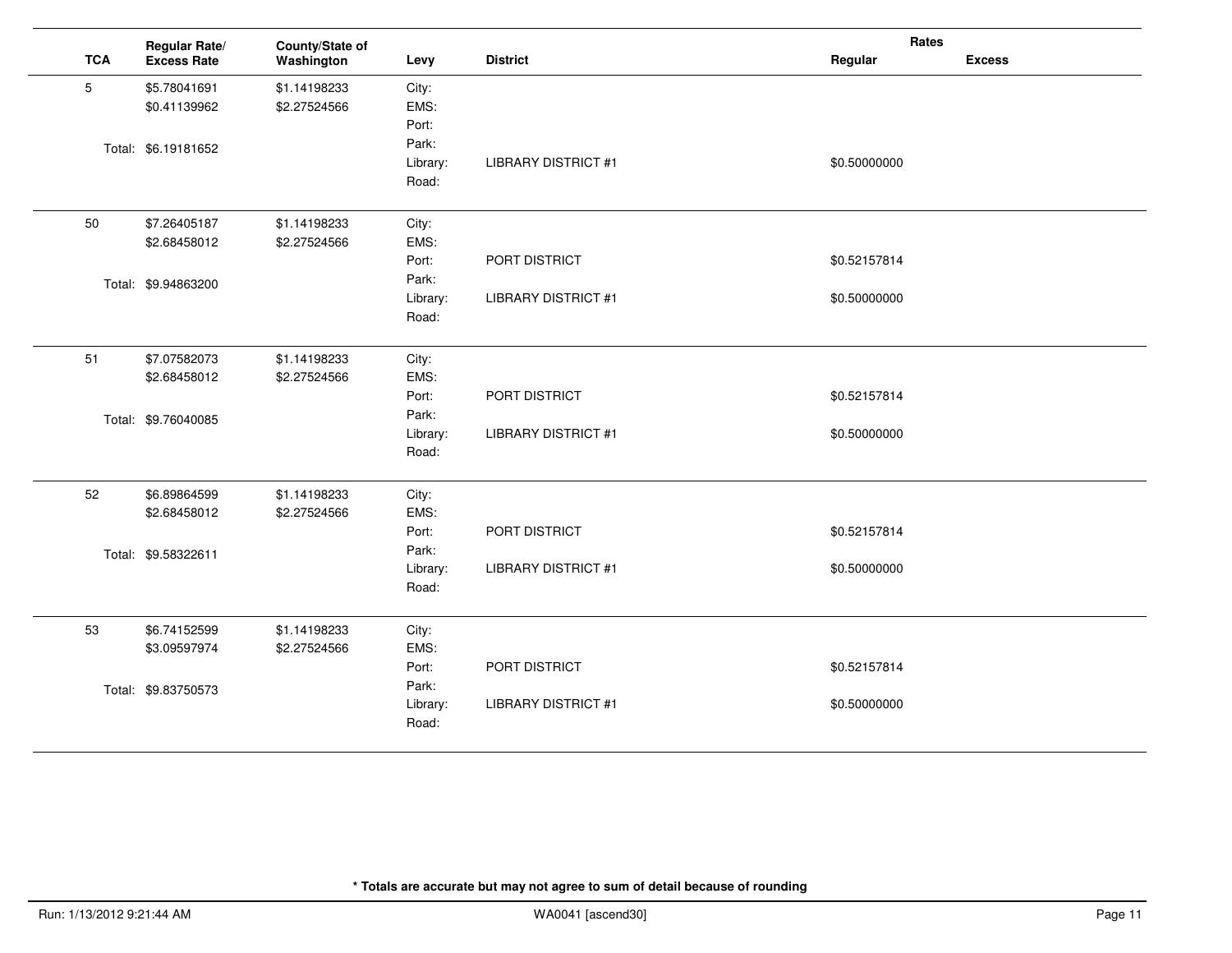| TCA | Regular Rate/ Excess Rate | County/State of Washington | Levy | District | Rates Regular | Rates Excess |
|---|---|---|---|---|---|---|
| 5 | $5.78041691 | $1.14198233 | City: | | | |
| | $0.41139962 | $2.27524566 | EMS: | | | |
| | | | Port: | | | |
| | Total: $6.19181652 | | Park: | | | |
| | | | Library: | LIBRARY DISTRICT #1 | $0.50000000 | |
| | | | Road: | | | |
| 50 | $7.26405187 | $1.14198233 | City: | | | |
| | $2.68458012 | $2.27524566 | EMS: | | | |
| | | | Port: | PORT DISTRICT | $0.52157814 | |
| | Total: $9.94863200 | | Park: | | | |
| | | | Library: | LIBRARY DISTRICT #1 | $0.50000000 | |
| | | | Road: | | | |
| 51 | $7.07582073 | $1.14198233 | City: | | | |
| | $2.68458012 | $2.27524566 | EMS: | | | |
| | | | Port: | PORT DISTRICT | $0.52157814 | |
| | Total: $9.76040085 | | Park: | | | |
| | | | Library: | LIBRARY DISTRICT #1 | $0.50000000 | |
| | | | Road: | | | |
| 52 | $6.89864599 | $1.14198233 | City: | | | |
| | $2.68458012 | $2.27524566 | EMS: | | | |
| | | | Port: | PORT DISTRICT | $0.52157814 | |
| | Total: $9.58322611 | | Park: | | | |
| | | | Library: | LIBRARY DISTRICT #1 | $0.50000000 | |
| | | | Road: | | | |
| 53 | $6.74152599 | $1.14198233 | City: | | | |
| | $3.09597974 | $2.27524566 | EMS: | | | |
| | | | Port: | PORT DISTRICT | $0.52157814 | |
| | Total: $9.83750573 | | Park: | | | |
| | | | Library: | LIBRARY DISTRICT #1 | $0.50000000 | |
| | | | Road: | | | |

**\* Totals are accurate but may not agree to sum of detail because of rounding**

Run: 1/13/2012 9:21:44 AM WA0041 [ascend30]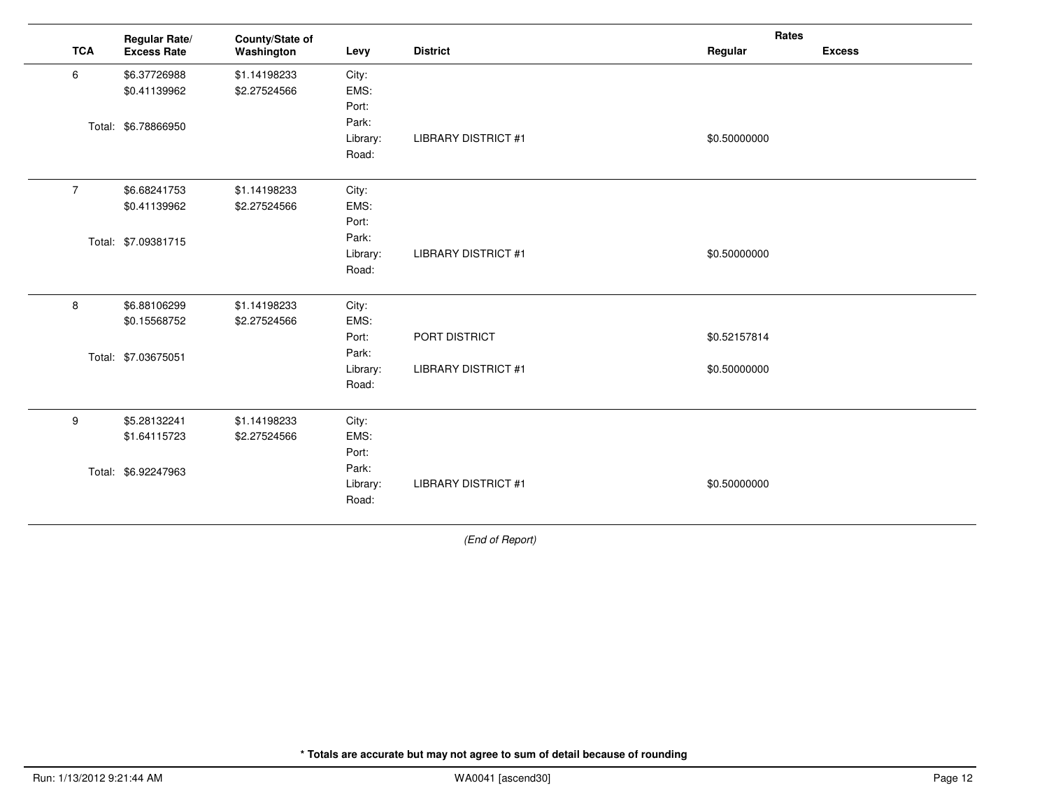| TCA | Regular Rate/ Excess Rate | County/State of Washington | Levy | District | Rates Regular | Rates Excess |
|---|---|---|---|---|---|---|
| 6 | $6.37726988 | $1.14198233 | City: | | | |
| | $0.41139962 | $2.27524566 | EMS: | | | |
| | | | Port: | | | |
| | Total: $6.78866950 | | Park: | | | |
| | | | Library: | LIBRARY DISTRICT #1 | $0.50000000 | |
| | | | Road: | | | |
| 7 | $6.68241753 | $1.14198233 | City: | | | |
| | $0.41139962 | $2.27524566 | EMS: | | | |
| | | | Port: | | | |
| | Total: $7.09381715 | | Park: | | | |
| | | | Library: | LIBRARY DISTRICT #1 | $0.50000000 | |
| | | | Road: | | | |
| 8 | $6.88106299 | $1.14198233 | City: | | | |
| | $0.15568752 | $2.27524566 | EMS: | | | |
| | | | Port: | PORT DISTRICT | $0.52157814 | |
| | Total: $7.03675051 | | Park: | | | |
| | | | Library: | LIBRARY DISTRICT #1 | $0.50000000 | |
| | | | Road: | | | |
| 9 | $5.28132241 | $1.14198233 | City: | | | |
| | $1.64115723 | $2.27524566 | EMS: | | | |
| | | | Port: | | | |
| | Total: $6.92247963 | | Park: | | | |
| | | | Library: | LIBRARY DISTRICT #1 | $0.50000000 | |
| | | | Road: | | | |

*(End of Report)*

**\* Totals are accurate but may not agree to sum of detail because of rounding**

Run: 1/13/2012 9:21:44 AM WA0041 [ascend30]